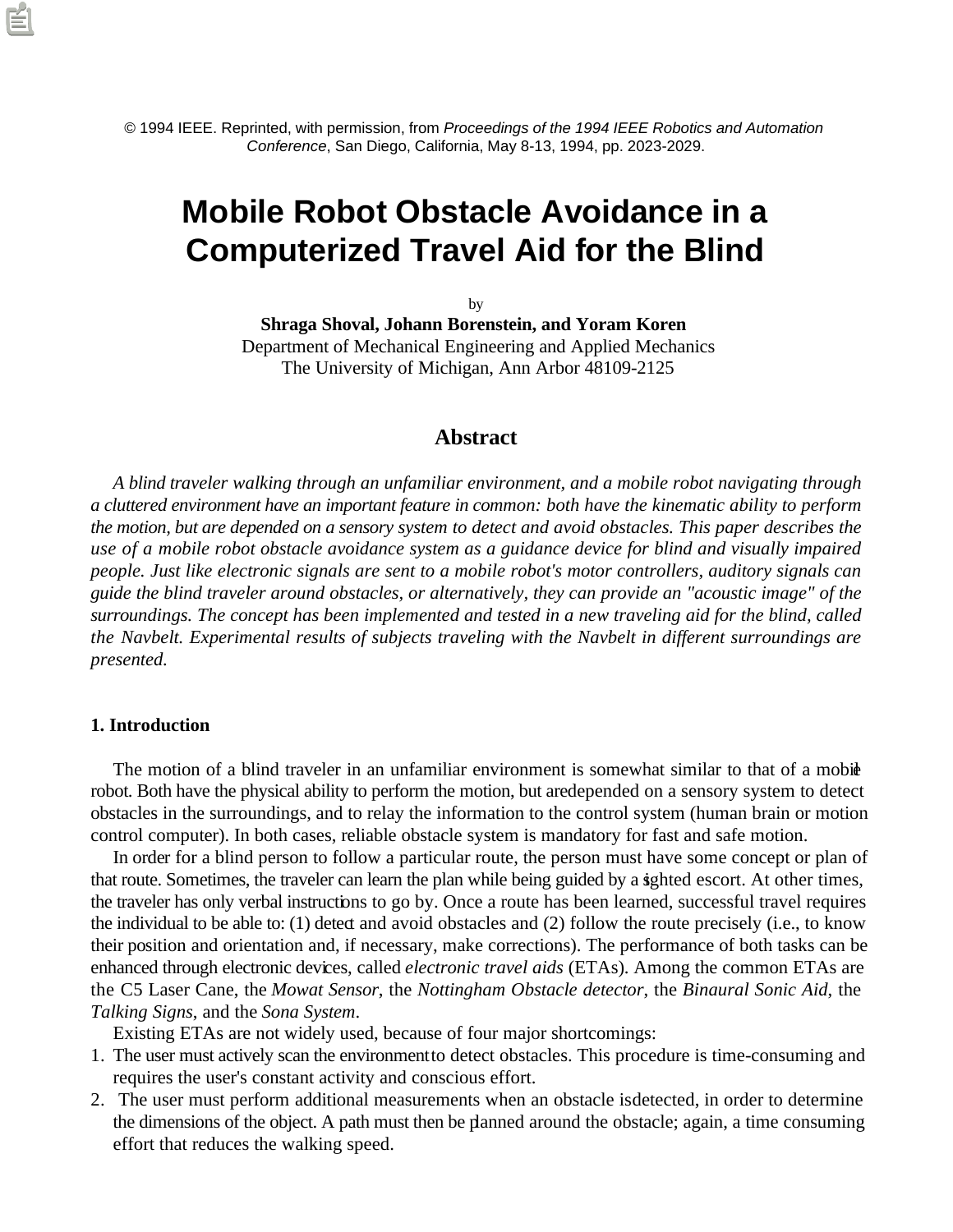© 1994 IEEE. Reprinted, with permission, from *Proceedings of the 1994 IEEE Robotics and Automation Conference*, San Diego, California, May 8-13, 1994, pp. 2023-2029.

# Mobile Robot Obstacle Avoidance in a Computerized Travel Aid for the Blind

by

**Shraga Shoval, Johann Borenstein, and Yoram Koren**
Department of Mechanical Engineering and Applied Mechanics
The University of Michigan, Ann Arbor 48109-2125

## Abstract

*A blind traveler walking through an unfamiliar environment, and a mobile robot navigating through a cluttered environment have an important feature in common: both have the kinematic ability to perform the motion, but are depended on a sensory system to detect and avoid obstacles. This paper describes the use of a mobile robot obstacle avoidance system as a guidance device for blind and visually impaired people. Just like electronic signals are sent to a mobile robot's motor controllers, auditory signals can guide the blind traveler around obstacles, or alternatively, they can provide an "acoustic image" of the surroundings. The concept has been implemented and tested in a new traveling aid for the blind, called the Navbelt. Experimental results of subjects traveling with the Navbelt in different surroundings are presented.*

### 1. Introduction

The motion of a blind traveler in an unfamiliar environment is somewhat similar to that of a mobile robot. Both have the physical ability to perform the motion, but are depended on a sensory system to detect obstacles in the surroundings, and to relay the information to the control system (human brain or motion control computer). In both cases, reliable obstacle system is mandatory for fast and safe motion.

In order for a blind person to follow a particular route, the person must have some concept or plan of that route. Sometimes, the traveler can learn the plan while being guided by a sighted escort. At other times, the traveler has only verbal instructions to go by. Once a route has been learned, successful travel requires the individual to be able to: (1) detect and avoid obstacles and (2) follow the route precisely (i.e., to know their position and orientation and, if necessary, make corrections). The performance of both tasks can be enhanced through electronic devices, called *electronic travel aids* (ETAs). Among the common ETAs are the C5 Laser Cane, the *Mowat Sensor*, the *Nottingham Obstacle detector*, the *Binaural Sonic Aid*, the *Talking Signs*, and the *Sona System*.

Existing ETAs are not widely used, because of four major shortcomings:

1. The user must actively scan the environment to detect obstacles. This procedure is time-consuming and requires the user's constant activity and conscious effort.
2. The user must perform additional measurements when an obstacle is detected, in order to determine the dimensions of the object. A path must then be planned around the obstacle; again, a time consuming effort that reduces the walking speed.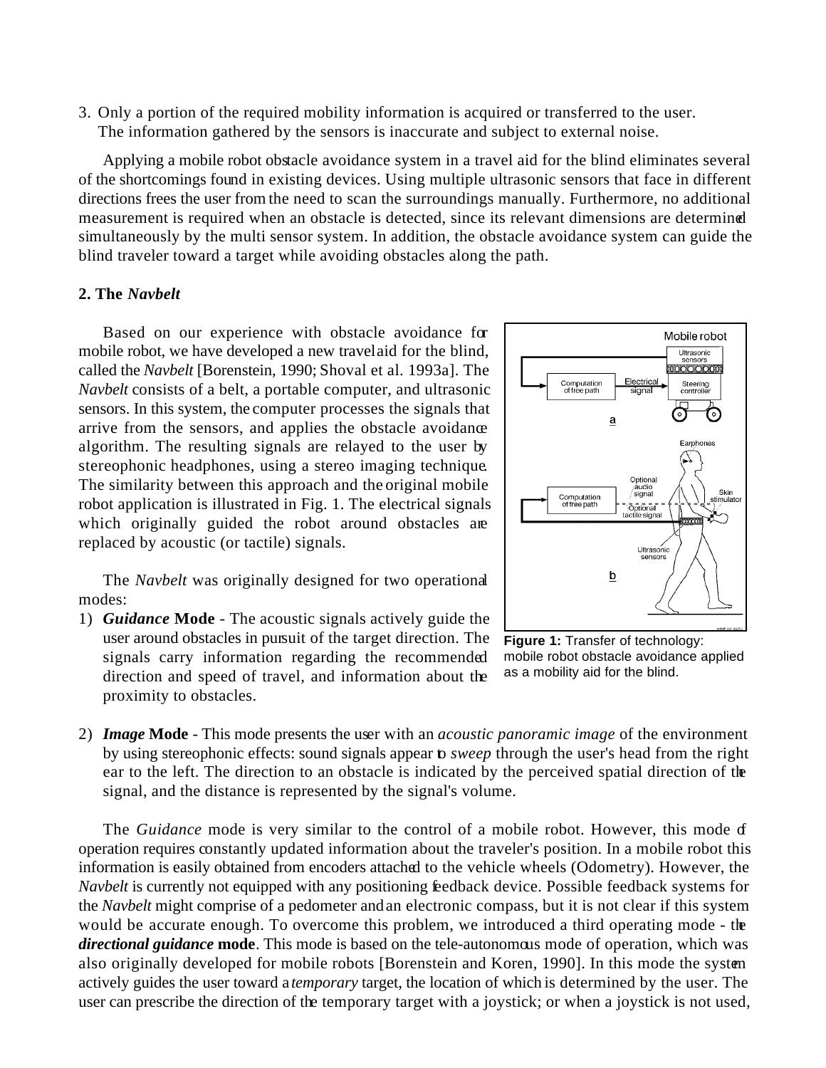3. Only a portion of the required mobility information is acquired or transferred to the user. The information gathered by the sensors is inaccurate and subject to external noise.

Applying a mobile robot obstacle avoidance system in a travel aid for the blind eliminates several of the shortcomings found in existing devices. Using multiple ultrasonic sensors that face in different directions frees the user from the need to scan the surroundings manually. Furthermore, no additional measurement is required when an obstacle is detected, since its relevant dimensions are determined simultaneously by the multi sensor system. In addition, the obstacle avoidance system can guide the blind traveler toward a target while avoiding obstacles along the path.

## 2. The *Navbelt*

Based on our experience with obstacle avoidance for mobile robot, we have developed a new travel aid for the blind, called the *Navbelt* [Borenstein, 1990; Shoval et al. 1993a]. The *Navbelt* consists of a belt, a portable computer, and ultrasonic sensors. In this system, the computer processes the signals that arrive from the sensors, and applies the obstacle avoidance algorithm. The resulting signals are relayed to the user by stereophonic headphones, using a stereo imaging technique. The similarity between this approach and the original mobile robot application is illustrated in Fig. 1. The electrical signals which originally guided the robot around obstacles are replaced by acoustic (or tactile) signals.

**Figure 1:** Transfer of technology: mobile robot obstacle avoidance applied as a mobility aid for the blind.

The *Navbelt* was originally designed for two operational modes:

1) ***Guidance* Mode** - The acoustic signals actively guide the user around obstacles in pursuit of the target direction. The signals carry information regarding the recommended direction and speed of travel, and information about the proximity to obstacles.

2) ***Image* Mode** - This mode presents the user with an *acoustic panoramic image* of the environment by using stereophonic effects: sound signals appear to *sweep* through the user's head from the right ear to the left. The direction to an obstacle is indicated by the perceived spatial direction of the signal, and the distance is represented by the signal's volume.

The *Guidance* mode is very similar to the control of a mobile robot. However, this mode of operation requires constantly updated information about the traveler's position. In a mobile robot this information is easily obtained from encoders attached to the vehicle wheels (Odometry). However, the *Navbelt* is currently not equipped with any positioning feedback device. Possible feedback systems for the *Navbelt* might comprise of a pedometer and an electronic compass, but it is not clear if this system would be accurate enough. To overcome this problem, we introduced a third operating mode - the ***directional guidance* mode**. This mode is based on the tele-autonomous mode of operation, which was also originally developed for mobile robots [Borenstein and Koren, 1990]. In this mode the system actively guides the user toward a *temporary* target, the location of which is determined by the user. The user can prescribe the direction of the temporary target with a joystick; or when a joystick is not used,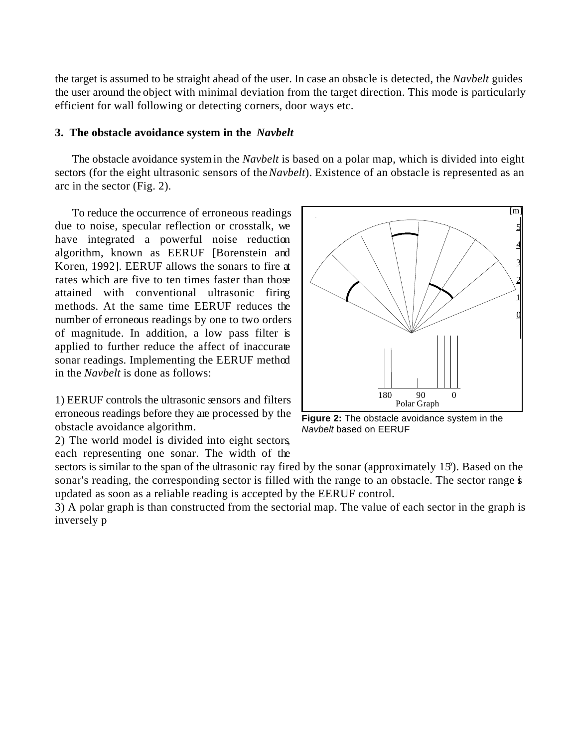the target is assumed to be straight ahead of the user. In case an obstacle is detected, the *Navbelt* guides the user around the object with minimal deviation from the target direction. This mode is particularly efficient for wall following or detecting corners, door ways etc.

### 3. The obstacle avoidance system in the *Navbelt*

The obstacle avoidance system in the *Navbelt* is based on a polar map, which is divided into eight sectors (for the eight ultrasonic sensors of the *Navbelt*). Existence of an obstacle is represented as an arc in the sector (Fig. 2).

To reduce the occurrence of erroneous readings due to noise, specular reflection or crosstalk, we have integrated a powerful noise reduction algorithm, known as EERUF [Borenstein and Koren, 1992]. EERUF allows the sonars to fire at rates which are five to ten times faster than those attained with conventional ultrasonic firing methods. At the same time EERUF reduces the number of erroneous readings by one to two orders of magnitude. In addition, a low pass filter is applied to further reduce the affect of inaccurate sonar readings. Implementing the EERUF method in the *Navbelt* is done as follows:

**Figure 2:** The obstacle avoidance system in the *Navbelt* based on EERUF

1) EERUF controls the ultrasonic sensors and filters erroneous readings before they are processed by the obstacle avoidance algorithm.
2) The world model is divided into eight sectors, each representing one sonar. The width of the sectors is similar to the span of the ultrasonic ray fired by the sonar (approximately 15°). Based on the sonar's reading, the corresponding sector is filled with the range to an obstacle. The sector range is updated as soon as a reliable reading is accepted by the EERUF control.
3) A polar graph is than constructed from the sectorial map. The value of each sector in the graph is inversely p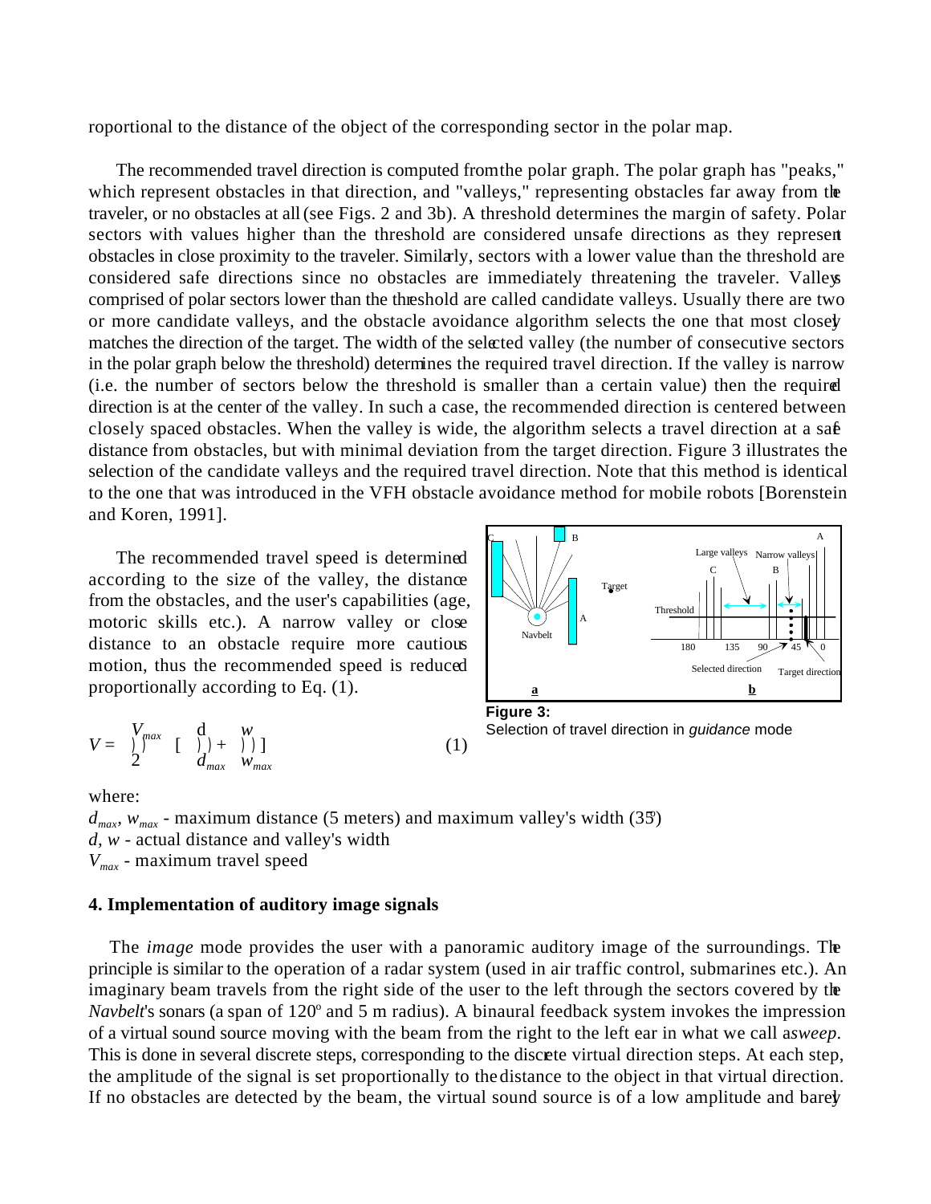roportional to the distance of the object of the corresponding sector in the polar map.

The recommended travel direction is computed from the polar graph. The polar graph has "peaks," which represent obstacles in that direction, and "valleys," representing obstacles far away from the traveler, or no obstacles at all (see Figs. 2 and 3b). A threshold determines the margin of safety. Polar sectors with values higher than the threshold are considered unsafe directions as they represent obstacles in close proximity to the traveler. Similarly, sectors with a lower value than the threshold are considered safe directions since no obstacles are immediately threatening the traveler. Valleys comprised of polar sectors lower than the threshold are called candidate valleys. Usually there are two or more candidate valleys, and the obstacle avoidance algorithm selects the one that most closely matches the direction of the target. The width of the selected valley (the number of consecutive sectors in the polar graph below the threshold) determines the required travel direction. If the valley is narrow (i.e. the number of sectors below the threshold is smaller than a certain value) then the required direction is at the center of the valley. In such a case, the recommended direction is centered between closely spaced obstacles. When the valley is wide, the algorithm selects a travel direction at a safe distance from obstacles, but with minimal deviation from the target direction. Figure 3 illustrates the selection of the candidate valleys and the required travel direction. Note that this method is identical to the one that was introduced in the VFH obstacle avoidance method for mobile robots [Borenstein and Koren, 1991].

The recommended travel speed is determined according to the size of the valley, the distance from the obstacles, and the user's capabilities (age, motoric skills etc.). A narrow valley or close distance to an obstacle require more cautious motion, thus the recommended speed is reduced proportionally according to Eq. (1).

$$V = \frac{V_{max}}{2} \left[ \frac{d}{d_{max}} + \frac{w}{w_{max}} \right] \tag{1}$$

**Figure 3:** Selection of travel direction in *guidance* mode

where:

$d_{max}$, $w_{max}$ - maximum distance (5 meters) and maximum valley's width (35°)

$d$, $w$ - actual distance and valley's width

$V_{max}$ - maximum travel speed

**4. Implementation of auditory image signals**

The *image* mode provides the user with a panoramic auditory image of the surroundings. The principle is similar to the operation of a radar system (used in air traffic control, submarines etc.). An imaginary beam travels from the right side of the user to the left through the sectors covered by the *Navbelt*'s sonars (a span of 120° and 5 m radius). A binaural feedback system invokes the impression of a virtual sound source moving with the beam from the right to the left ear in what we call a *sweep*. This is done in several discrete steps, corresponding to the discrete virtual direction steps. At each step, the amplitude of the signal is set proportionally to the distance to the object in that virtual direction. If no obstacles are detected by the beam, the virtual sound source is of a low amplitude and barely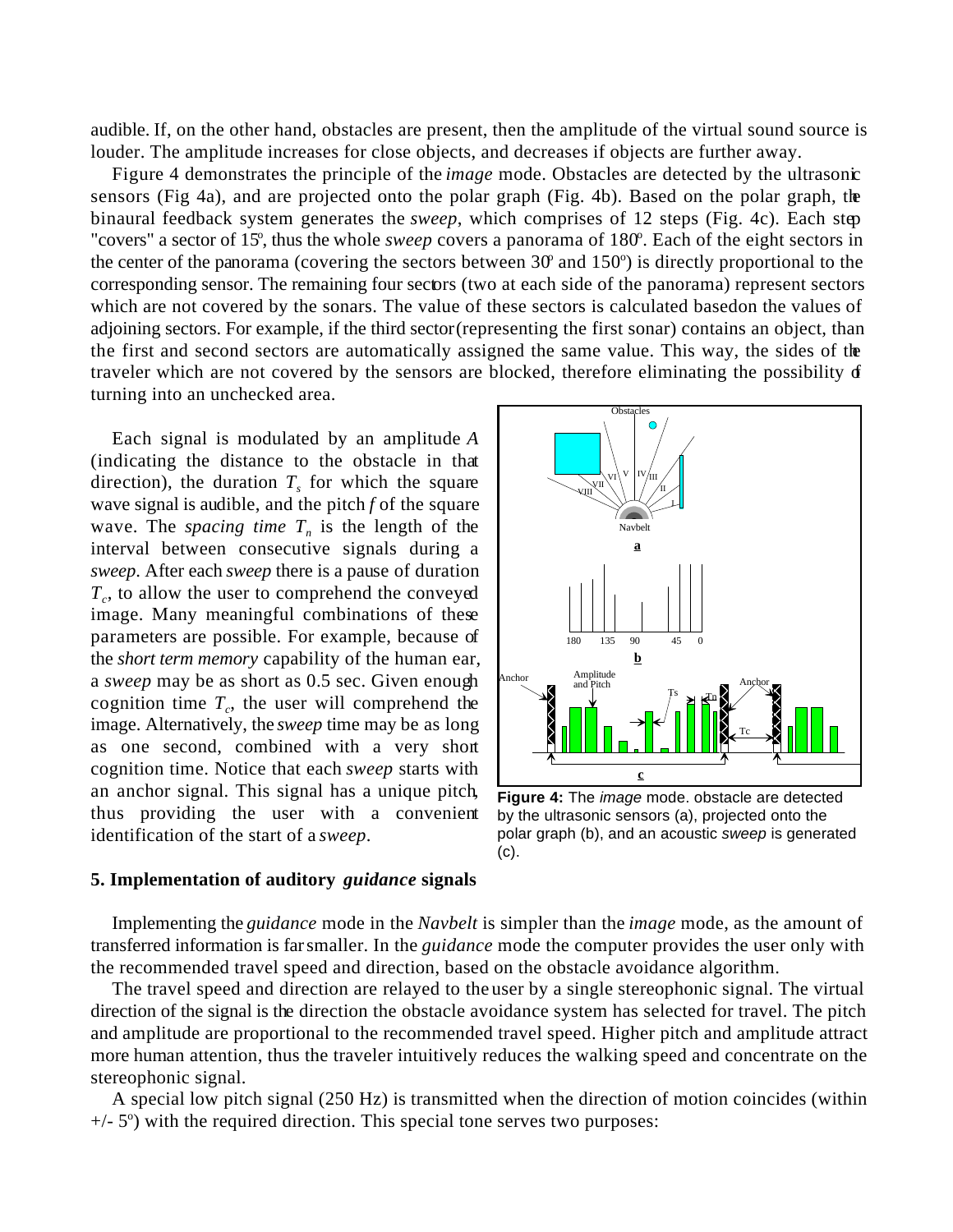audible. If, on the other hand, obstacles are present, then the amplitude of the virtual sound source is louder. The amplitude increases for close objects, and decreases if objects are further away.

Figure 4 demonstrates the principle of the *image* mode. Obstacles are detected by the ultrasonic sensors (Fig 4a), and are projected onto the polar graph (Fig. 4b). Based on the polar graph, the binaural feedback system generates the *sweep*, which comprises of 12 steps (Fig. 4c). Each step "covers" a sector of 15°, thus the whole *sweep* covers a panorama of 180°. Each of the eight sectors in the center of the panorama (covering the sectors between 30° and 150°) is directly proportional to the corresponding sensor. The remaining four sectors (two at each side of the panorama) represent sectors which are not covered by the sonars. The value of these sectors is calculated based on the values of adjoining sectors. For example, if the third sector (representing the first sonar) contains an object, than the first and second sectors are automatically assigned the same value. This way, the sides of the traveler which are not covered by the sensors are blocked, therefore eliminating the possibility of turning into an unchecked area.

Each signal is modulated by an amplitude $A$ (indicating the distance to the obstacle in that direction), the duration $T_s$ for which the square wave signal is audible, and the pitch $f$ of the square wave. The *spacing time* $T_n$ is the length of the interval between consecutive signals during a *sweep*. After each *sweep* there is a pause of duration $T_c$, to allow the user to comprehend the conveyed image. Many meaningful combinations of these parameters are possible. For example, because of the *short term memory* capability of the human ear, a *sweep* may be as short as 0.5 sec. Given enough cognition time $T_c$, the user will comprehend the image. Alternatively, the *sweep* time may be as long as one second, combined with a very short cognition time. Notice that each *sweep* starts with an anchor signal. This signal has a unique pitch, thus providing the user with a convenient identification of the start of a *sweep*.

**Figure 4:** The *image* mode. obstacle are detected by the ultrasonic sensors (a), projected onto the polar graph (b), and an acoustic *sweep* is generated (c).

## 5. Implementation of auditory *guidance* signals

Implementing the *guidance* mode in the *Navbelt* is simpler than the *image* mode, as the amount of transferred information is far smaller. In the *guidance* mode the computer provides the user only with the recommended travel speed and direction, based on the obstacle avoidance algorithm.

The travel speed and direction are relayed to the user by a single stereophonic signal. The virtual direction of the signal is the direction the obstacle avoidance system has selected for travel. The pitch and amplitude are proportional to the recommended travel speed. Higher pitch and amplitude attract more human attention, thus the traveler intuitively reduces the walking speed and concentrate on the stereophonic signal.

A special low pitch signal (250 Hz) is transmitted when the direction of motion coincides (within +/- 5°) with the required direction. This special tone serves two purposes: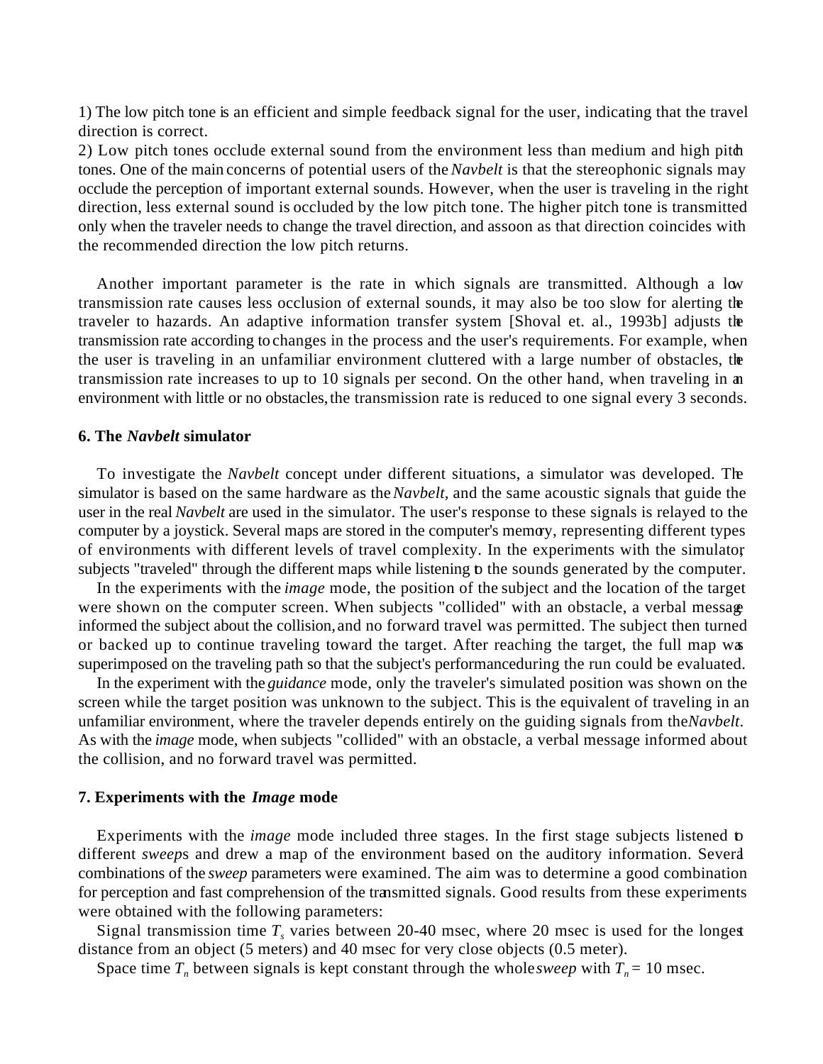1) The low pitch tone is an efficient and simple feedback signal for the user, indicating that the travel direction is correct.

2) Low pitch tones occlude external sound from the environment less than medium and high pitch tones. One of the main concerns of potential users of the *Navbelt* is that the stereophonic signals may occlude the perception of important external sounds. However, when the user is traveling in the right direction, less external sound is occluded by the low pitch tone. The higher pitch tone is transmitted only when the traveler needs to change the travel direction, and assoon as that direction coincides with the recommended direction the low pitch returns.

Another important parameter is the rate in which signals are transmitted. Although a low transmission rate causes less occlusion of external sounds, it may also be too slow for alerting the traveler to hazards. An adaptive information transfer system [Shoval et. al., 1993b] adjusts the transmission rate according to changes in the process and the user's requirements. For example, when the user is traveling in an unfamiliar environment cluttered with a large number of obstacles, the transmission rate increases to up to 10 signals per second. On the other hand, when traveling in an environment with little or no obstacles, the transmission rate is reduced to one signal every 3 seconds.

## 6. The *Navbelt* simulator

To investigate the *Navbelt* concept under different situations, a simulator was developed. The simulator is based on the same hardware as the *Navbelt*, and the same acoustic signals that guide the user in the real *Navbelt* are used in the simulator. The user's response to these signals is relayed to the computer by a joystick. Several maps are stored in the computer's memory, representing different types of environments with different levels of travel complexity. In the experiments with the simulator, subjects "traveled" through the different maps while listening to the sounds generated by the computer.

In the experiments with the *image* mode, the position of the subject and the location of the target were shown on the computer screen. When subjects "collided" with an obstacle, a verbal message informed the subject about the collision, and no forward travel was permitted. The subject then turned or backed up to continue traveling toward the target. After reaching the target, the full map was superimposed on the traveling path so that the subject's performance during the run could be evaluated.

In the experiment with the *guidance* mode, only the traveler's simulated position was shown on the screen while the target position was unknown to the subject. This is the equivalent of traveling in an unfamiliar environment, where the traveler depends entirely on the guiding signals from the *Navbelt*. As with the *image* mode, when subjects "collided" with an obstacle, a verbal message informed about the collision, and no forward travel was permitted.

## 7. Experiments with the *Image* mode

Experiments with the *image* mode included three stages. In the first stage subjects listened to different *sweep*s and drew a map of the environment based on the auditory information. Several combinations of the *sweep* parameters were examined. The aim was to determine a good combination for perception and fast comprehension of the transmitted signals. Good results from these experiments were obtained with the following parameters:

Signal transmission time $T_s$ varies between 20-40 msec, where 20 msec is used for the longest distance from an object (5 meters) and 40 msec for very close objects (0.5 meter).

Space time $T_n$ between signals is kept constant through the whole *sweep* with $T_n$ = 10 msec.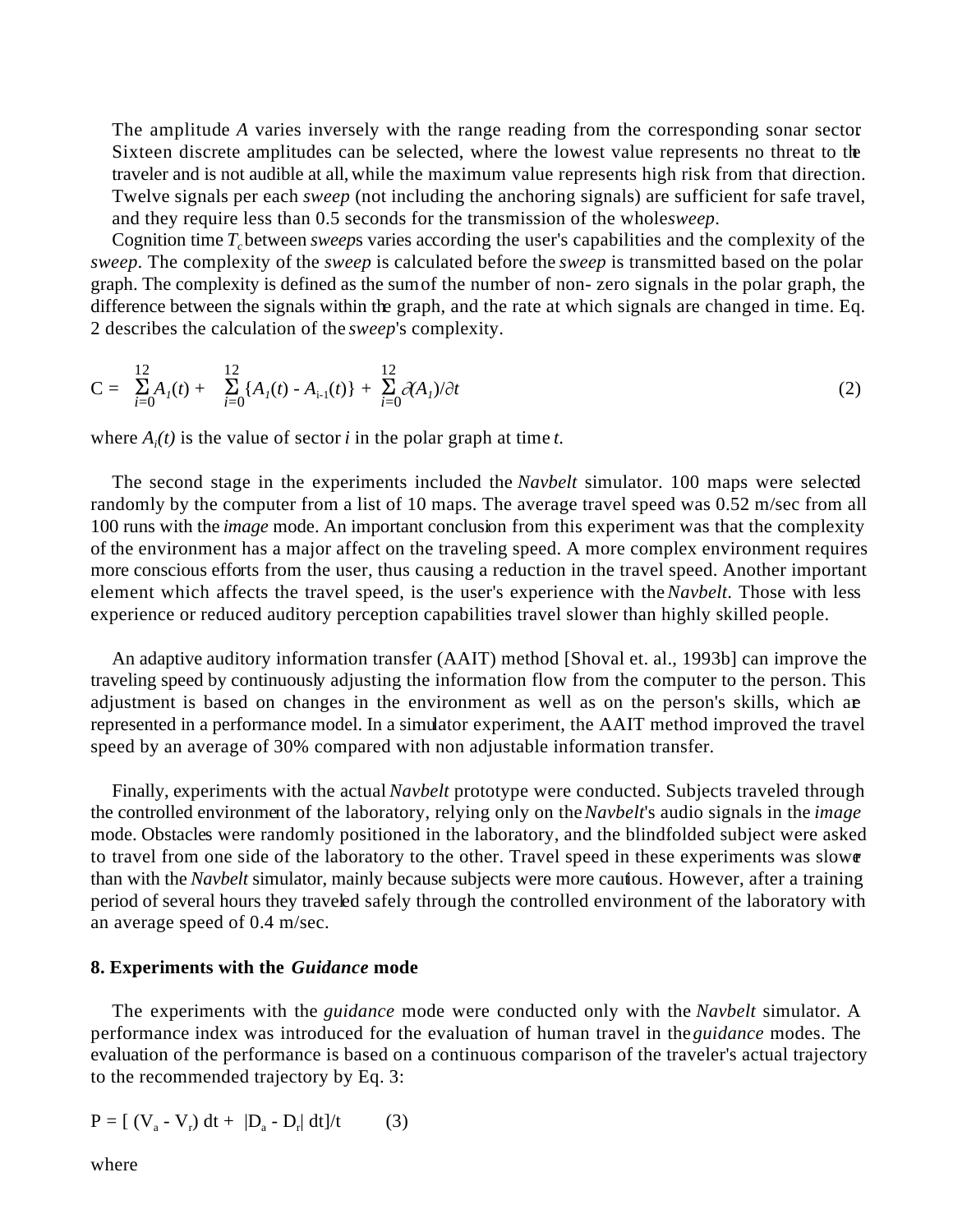The amplitude $A$ varies inversely with the range reading from the corresponding sonar sector. Sixteen discrete amplitudes can be selected, where the lowest value represents no threat to the traveler and is not audible at all, while the maximum value represents high risk from that direction. Twelve signals per each *sweep* (not including the anchoring signals) are sufficient for safe travel, and they require less than 0.5 seconds for the transmission of the whole *sweep*.

Cognition time $T_c$ between *sweeps* varies according the user's capabilities and the complexity of the *sweep*. The complexity of the *sweep* is calculated before the *sweep* is transmitted based on the polar graph. The complexity is defined as the sum of the number of non- zero signals in the polar graph, the difference between the signals within the graph, and the rate at which signals are changed in time. Eq. 2 describes the calculation of the *sweep*'s complexity.

$$C = \sum_{i=0}^{12} A_I(t) + \sum_{i=0}^{12} \{A_I(t) - A_{i-1}(t)\} + \sum_{i=0}^{12} \partial(A_I)/\partial t \qquad (2)$$

where $A_i(t)$ is the value of sector $i$ in the polar graph at time $t$.

The second stage in the experiments included the *Navbelt* simulator. 100 maps were selected randomly by the computer from a list of 10 maps. The average travel speed was 0.52 m/sec from all 100 runs with the *image* mode. An important conclusion from this experiment was that the complexity of the environment has a major affect on the traveling speed. A more complex environment requires more conscious efforts from the user, thus causing a reduction in the travel speed. Another important element which affects the travel speed, is the user's experience with the *Navbelt*. Those with less experience or reduced auditory perception capabilities travel slower than highly skilled people.

An adaptive auditory information transfer (AAIT) method [Shoval et. al., 1993b] can improve the traveling speed by continuously adjusting the information flow from the computer to the person. This adjustment is based on changes in the environment as well as on the person's skills, which are represented in a performance model. In a simulator experiment, the AAIT method improved the travel speed by an average of 30% compared with non adjustable information transfer.

Finally, experiments with the actual *Navbelt* prototype were conducted. Subjects traveled through the controlled environment of the laboratory, relying only on the *Navbelt*'s audio signals in the *image* mode. Obstacles were randomly positioned in the laboratory, and the blindfolded subject were asked to travel from one side of the laboratory to the other. Travel speed in these experiments was slower than with the *Navbelt* simulator, mainly because subjects were more cautious. However, after a training period of several hours they traveled safely through the controlled environment of the laboratory with an average speed of 0.4 m/sec.

## 8. Experiments with the *Guidance* mode

The experiments with the *guidance* mode were conducted only with the *Navbelt* simulator. A performance index was introduced for the evaluation of human travel in the *guidance* modes. The evaluation of the performance is based on a continuous comparison of the traveler's actual trajectory to the recommended trajectory by Eq. 3:

$$P = [\,(V_a - V_r)\,dt + |D_a - D_r|\,dt]/t \qquad (3)$$

where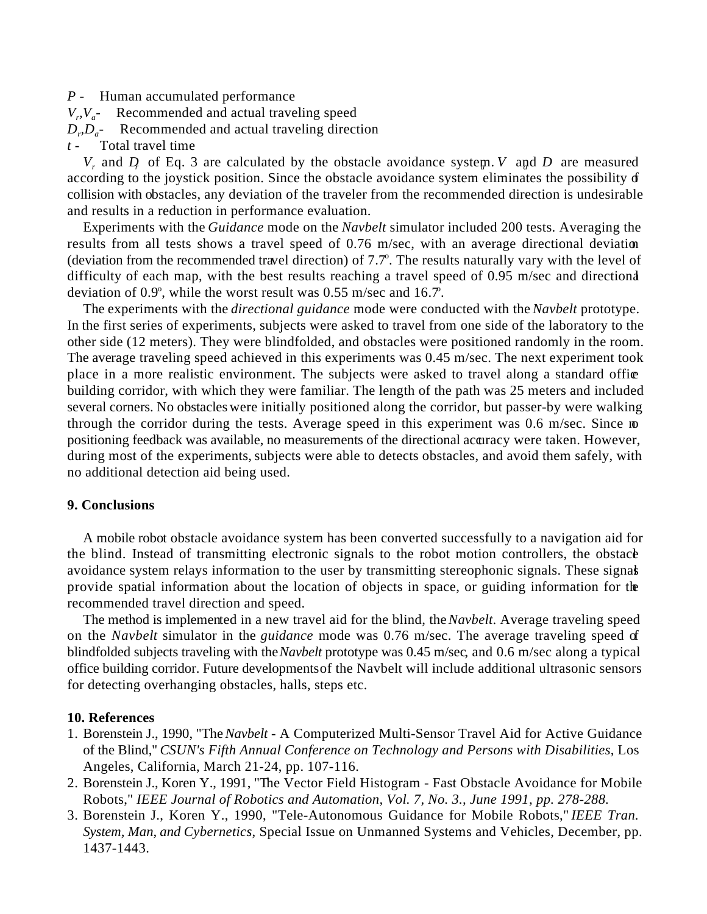$P$ - Human accumulated performance

$V_r, V_a$ - Recommended and actual traveling speed

$D_r, D_a$ - Recommended and actual traveling direction

$t$ - Total travel time

$V_r$ and $D_r$ of Eq. 3 are calculated by the obstacle avoidance system. $V_a$ and $D_a$ are measured according to the joystick position. Since the obstacle avoidance system eliminates the possibility of collision with obstacles, any deviation of the traveler from the recommended direction is undesirable and results in a reduction in performance evaluation.

Experiments with the *Guidance* mode on the *Navbelt* simulator included 200 tests. Averaging the results from all tests shows a travel speed of 0.76 m/sec, with an average directional deviation (deviation from the recommended travel direction) of 7.7°. The results naturally vary with the level of difficulty of each map, with the best results reaching a travel speed of 0.95 m/sec and directional deviation of 0.9°, while the worst result was 0.55 m/sec and 16.7°.

The experiments with the *directional guidance* mode were conducted with the *Navbelt* prototype. In the first series of experiments, subjects were asked to travel from one side of the laboratory to the other side (12 meters). They were blindfolded, and obstacles were positioned randomly in the room. The average traveling speed achieved in this experiments was 0.45 m/sec. The next experiment took place in a more realistic environment. The subjects were asked to travel along a standard office building corridor, with which they were familiar. The length of the path was 25 meters and included several corners. No obstacles were initially positioned along the corridor, but passer-by were walking through the corridor during the tests. Average speed in this experiment was 0.6 m/sec. Since no positioning feedback was available, no measurements of the directional accuracy were taken. However, during most of the experiments, subjects were able to detects obstacles, and avoid them safely, with no additional detection aid being used.

## 9. Conclusions

A mobile robot obstacle avoidance system has been converted successfully to a navigation aid for the blind. Instead of transmitting electronic signals to the robot motion controllers, the obstacle avoidance system relays information to the user by transmitting stereophonic signals. These signals provide spatial information about the location of objects in space, or guiding information for the recommended travel direction and speed.

The method is implemented in a new travel aid for the blind, the *Navbelt*. Average traveling speed on the *Navbelt* simulator in the *guidance* mode was 0.76 m/sec. The average traveling speed of blindfolded subjects traveling with the *Navbelt* prototype was 0.45 m/sec, and 0.6 m/sec along a typical office building corridor. Future developments of the Navbelt will include additional ultrasonic sensors for detecting overhanging obstacles, halls, steps etc.

## 10. References

1. Borenstein J., 1990, "The *Navbelt* - A Computerized Multi-Sensor Travel Aid for Active Guidance of the Blind," *CSUN's Fifth Annual Conference on Technology and Persons with Disabilities*, Los Angeles, California, March 21-24, pp. 107-116.
2. Borenstein J., Koren Y., 1991, "The Vector Field Histogram - Fast Obstacle Avoidance for Mobile Robots," *IEEE Journal of Robotics and Automation, Vol. 7, No. 3., June 1991, pp. 278-288.*
3. Borenstein J., Koren Y., 1990, "Tele-Autonomous Guidance for Mobile Robots," *IEEE Tran. System, Man, and Cybernetics*, Special Issue on Unmanned Systems and Vehicles, December, pp. 1437-1443.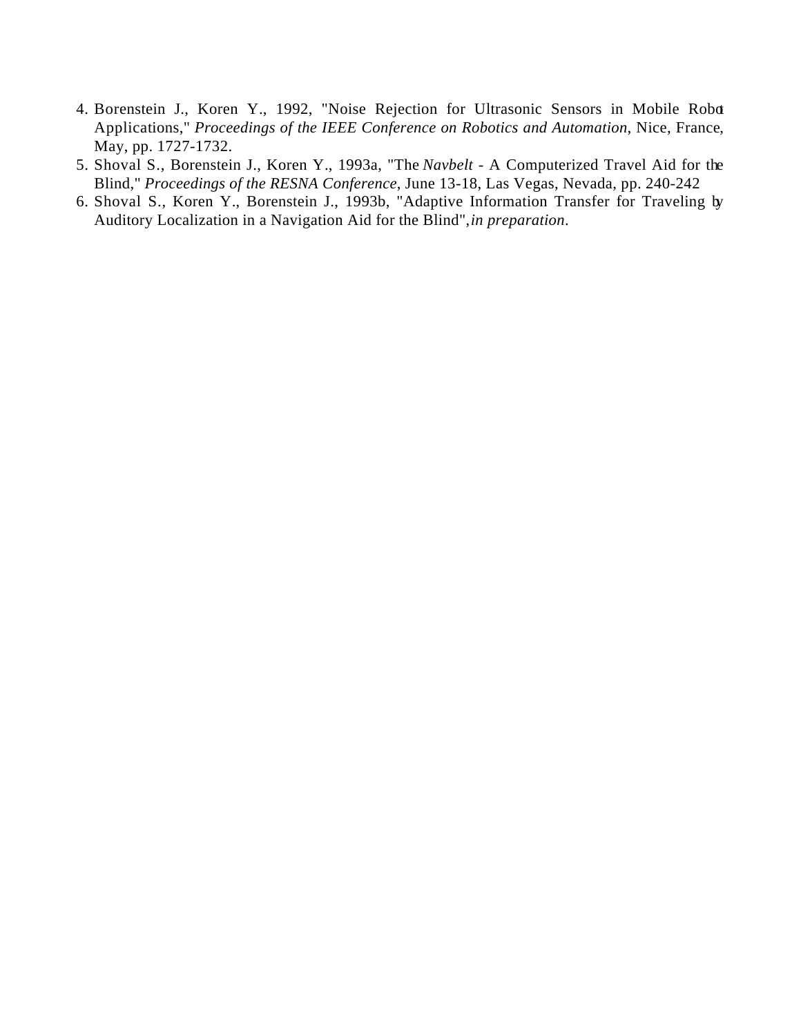4. Borenstein J., Koren Y., 1992, "Noise Rejection for Ultrasonic Sensors in Mobile Robot Applications," *Proceedings of the IEEE Conference on Robotics and Automation*, Nice, France, May, pp. 1727-1732.
5. Shoval S., Borenstein J., Koren Y., 1993a, "The *Navbelt* - A Computerized Travel Aid for the Blind," *Proceedings of the RESNA Conference*, June 13-18, Las Vegas, Nevada, pp. 240-242
6. Shoval S., Koren Y., Borenstein J., 1993b, "Adaptive Information Transfer for Traveling by Auditory Localization in a Navigation Aid for the Blind", *in preparation*.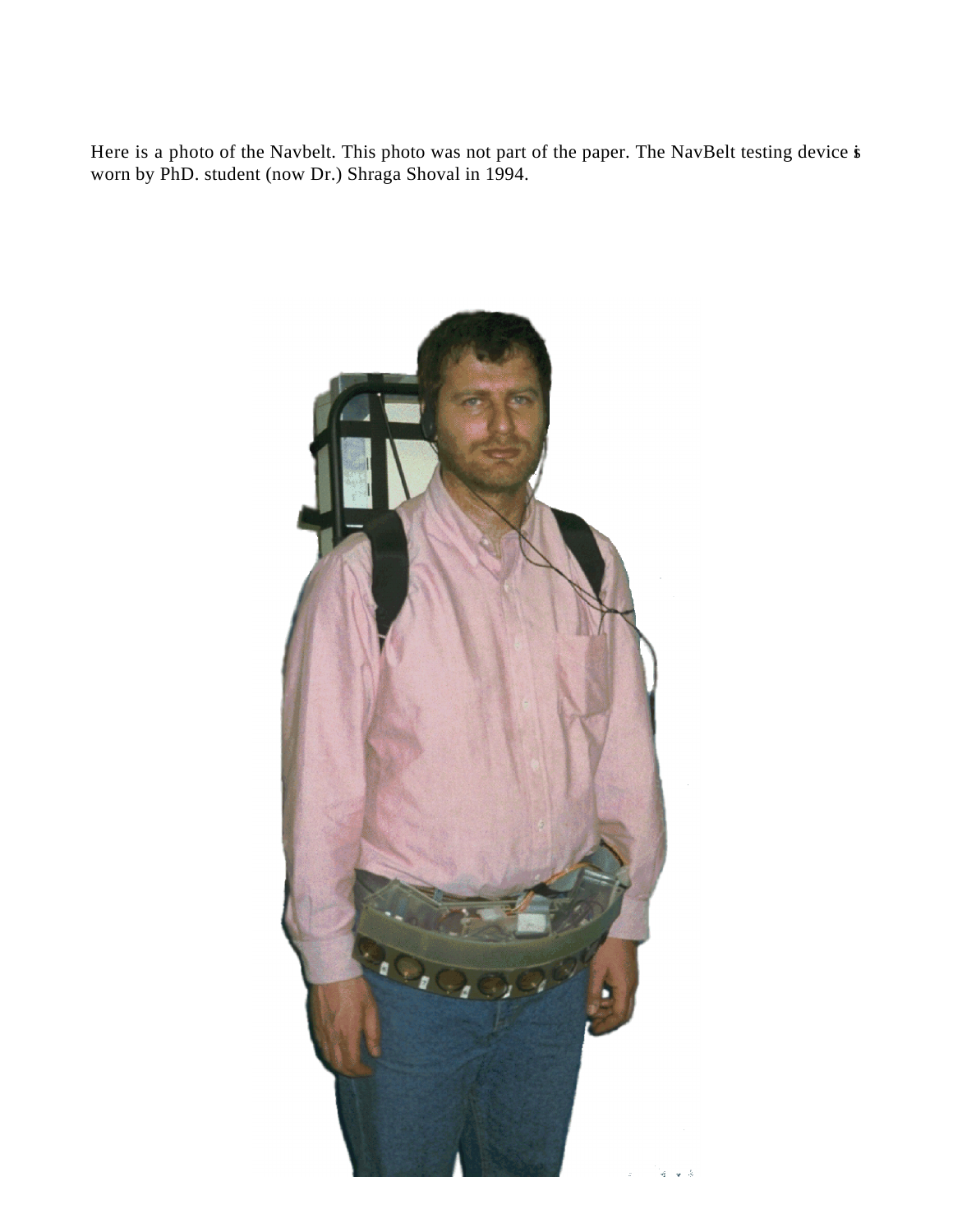Here is a photo of the Navbelt. This photo was not part of the paper. The NavBelt testing device is worn by PhD. student (now Dr.) Shraga Shoval in 1994.